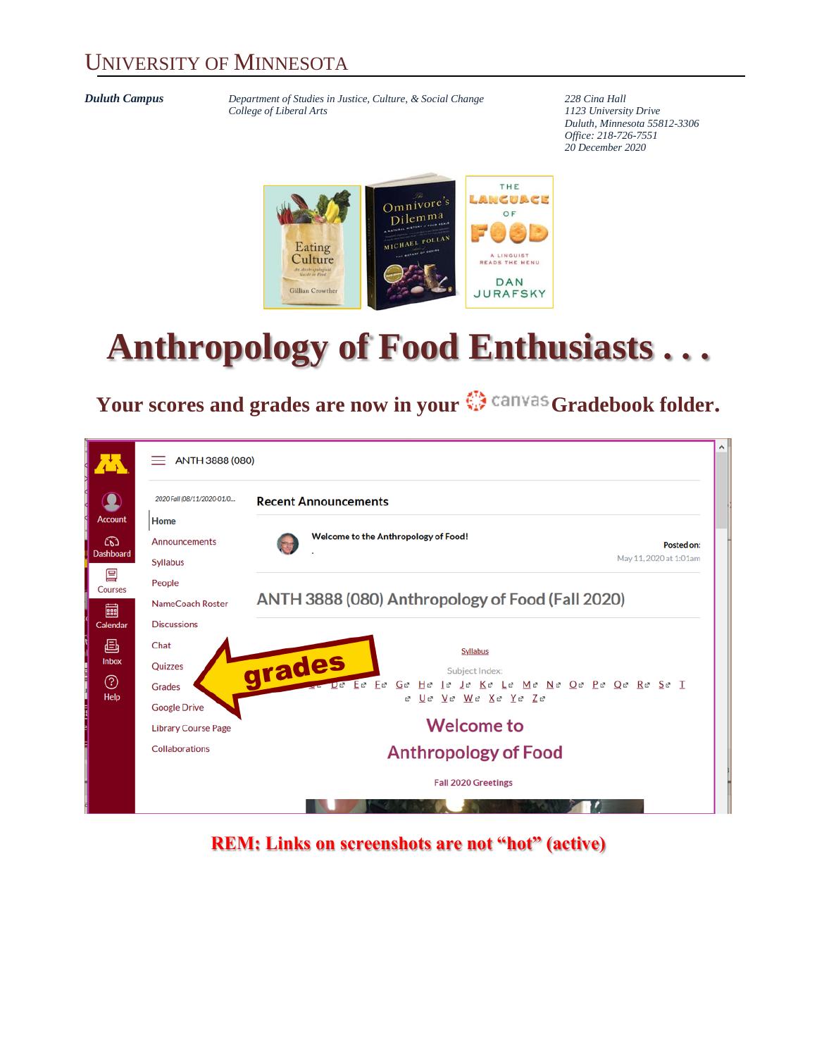# UNIVERSITY OF MINNESOTA

***Duluth Campus***

*Department of Studies in Justice, Culture, & Social Change*
*College of Liberal Arts*

*228 Cina Hall*
*1123 University Drive*
*Duluth, Minnesota 55812-3306*
*Office: 218-726-7551*
*20 December 2020*

# Anthropology of Food Enthusiasts . . .

## Your scores and grades are now in your canvas Gradebook folder.

ANTH 3888 (080)

2020 Fall (08/11/2020-01/0...

- Home
- Announcements
- Syllabus
- People
- NameCoach Roster
- Discussions
- Chat
- Quizzes
- Grades
- Google Drive
- Library Course Page
- Collaborations

grades

**Recent Announcements**

**Welcome to the Anthropology of Food!**

Posted on: May 11, 2020 at 1:01am

ANTH 3888 (080) Anthropology of Food (Fall 2020)

Syllabus

Subject Index:

D E F G H I J K L M N O P Q R S T U V W X Y Z

Welcome to Anthropology of Food

Fall 2020 Greetings

**REM: Links on screenshots are not "hot" (active)**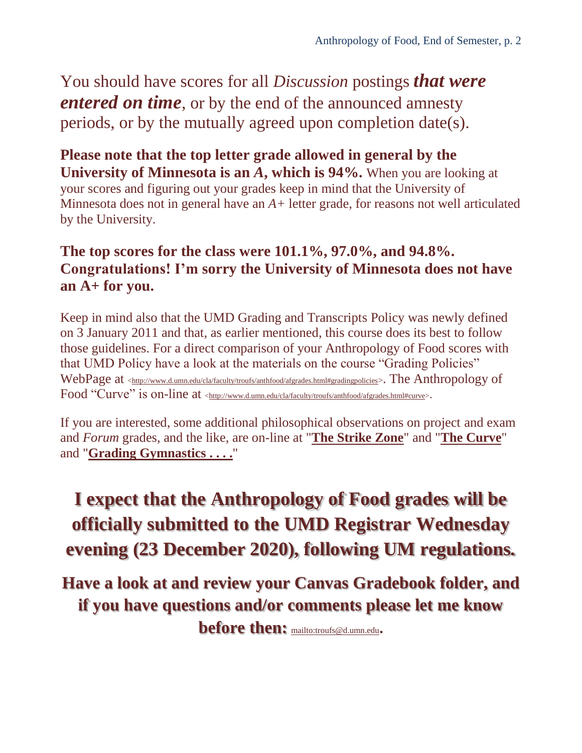You should have scores for all *Discussion* postings ***that were entered on time***, or by the end of the announced amnesty periods, or by the mutually agreed upon completion date(s).

**Please note that the top letter grade allowed in general by the University of Minnesota is an *A*, which is 94%.** When you are looking at your scores and figuring out your grades keep in mind that the University of Minnesota does not in general have an *A+* letter grade, for reasons not well articulated by the University.

**The top scores for the class were 101.1%, 97.0%, and 94.8%. Congratulations! I'm sorry the University of Minnesota does not have an A+ for you.**

Keep in mind also that the UMD Grading and Transcripts Policy was newly defined on 3 January 2011 and that, as earlier mentioned, this course does its best to follow those guidelines. For a direct comparison of your Anthropology of Food scores with that UMD Policy have a look at the materials on the course "Grading Policies" WebPage at <http://www.d.umn.edu/cla/faculty/troufs/anthfood/afgrades.html#gradingpolicies>. The Anthropology of Food "Curve" is on-line at <http://www.d.umn.edu/cla/faculty/troufs/anthfood/afgrades.html#curve>.

If you are interested, some additional philosophical observations on project and exam and *Forum* grades, and the like, are on-line at "**The Strike Zone**" and "**The Curve**" and "**Grading Gymnastics . . . .**"

**I expect that the Anthropology of Food grades will be officially submitted to the UMD Registrar Wednesday evening (23 December 2020), following UM regulations.**

**Have a look at and review your Canvas Gradebook folder, and if you have questions and/or comments please let me know before then:** mailto:troufs@d.umn.edu**.**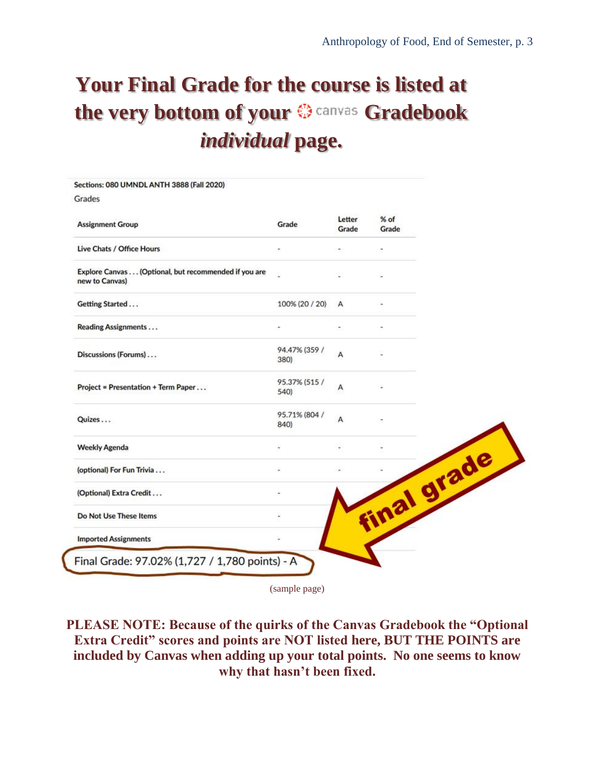# Your Final Grade for the course is listed at the very bottom of your canvas Gradebook *individual* page.

Sections: 080 UMNDL ANTH 3888 (Fall 2020)

Grades

| Assignment Group | Grade | Letter Grade | % of Grade |
|---|---|---|---|
| Live Chats / Office Hours | - | - | - |
| Explore Canvas . . . (Optional, but recommended if you are new to Canvas) | - | - | - |
| Getting Started . . . | 100% (20 / 20) | A | - |
| Reading Assignments . . . | - | - | - |
| Discussions (Forums) . . . | 94.47% (359 / 380) | A | - |
| Project = Presentation + Term Paper . . . | 95.37% (515 / 540) | A | - |
| Quizes . . . | 95.71% (804 / 840) | A | - |
| Weekly Agenda | - | - | - |
| (optional) For Fun Trivia . . . | - | - | - |
| (Optional) Extra Credit . . . | - | | |
| Do Not Use These Items | - | | |
| Imported Assignments | - | | |

Final Grade: 97.02% (1,727 / 1,780 points) - A

final grade

(sample page)

**PLEASE NOTE: Because of the quirks of the Canvas Gradebook the "Optional Extra Credit" scores and points are NOT listed here, BUT THE POINTS are included by Canvas when adding up your total points. No one seems to know why that hasn't been fixed.**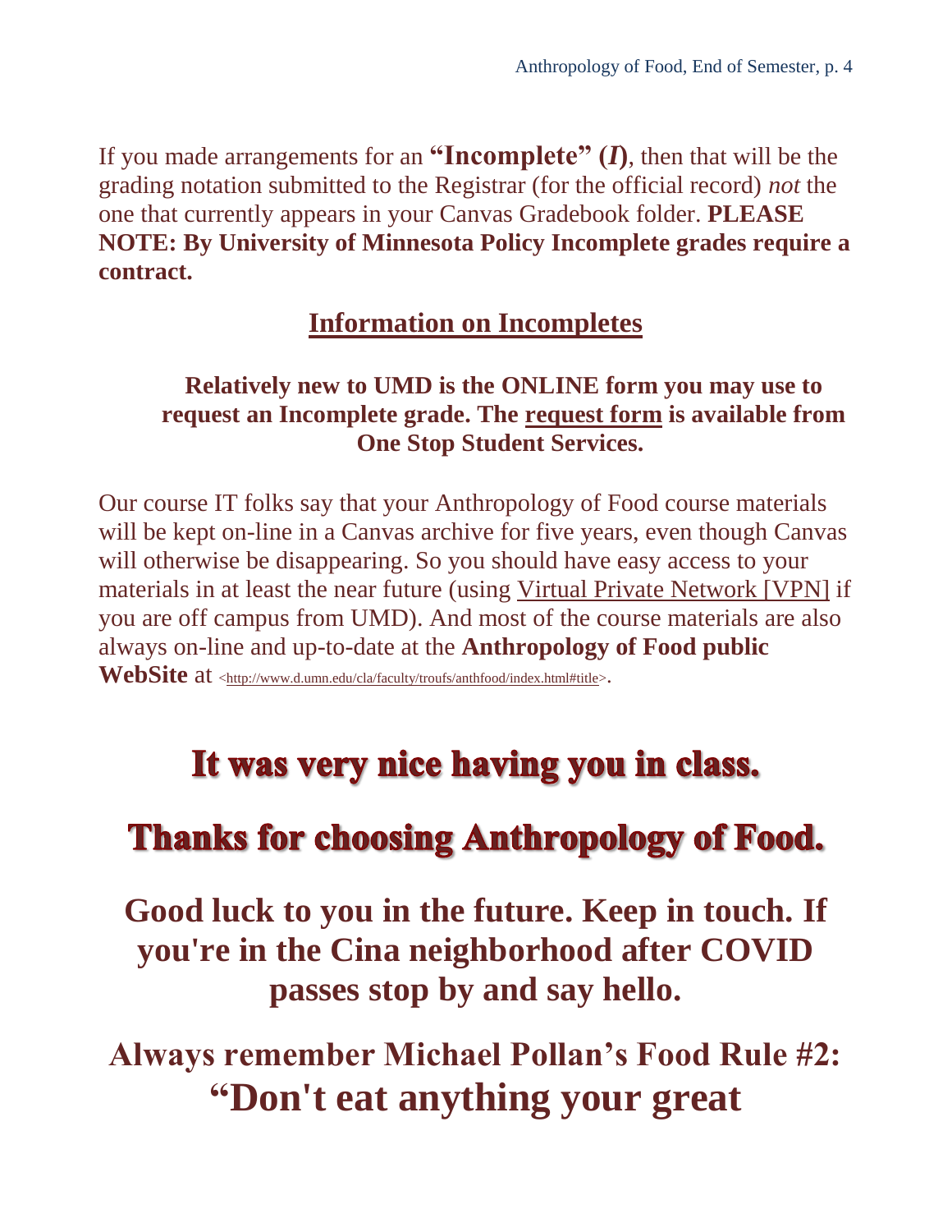If you made arrangements for an **"Incomplete" (*I*)**, then that will be the grading notation submitted to the Registrar (for the official record) *not* the one that currently appears in your Canvas Gradebook folder. **PLEASE NOTE: By University of Minnesota Policy Incomplete grades require a contract.**

## Information on Incompletes

**Relatively new to UMD is the ONLINE form you may use to request an Incomplete grade. The request form is available from One Stop Student Services.**

Our course IT folks say that your Anthropology of Food course materials will be kept on-line in a Canvas archive for five years, even though Canvas will otherwise be disappearing. So you should have easy access to your materials in at least the near future (using Virtual Private Network [VPN] if you are off campus from UMD). And most of the course materials are also always on-line and up-to-date at the **Anthropology of Food public WebSite** at <http://www.d.umn.edu/cla/faculty/troufs/anthfood/index.html#title>.

# It was very nice having you in class.

# Thanks for choosing Anthropology of Food.

## Good luck to you in the future. Keep in touch. If you're in the Cina neighborhood after COVID passes stop by and say hello.

## Always remember Michael Pollan's Food Rule #2: "Don't eat anything your great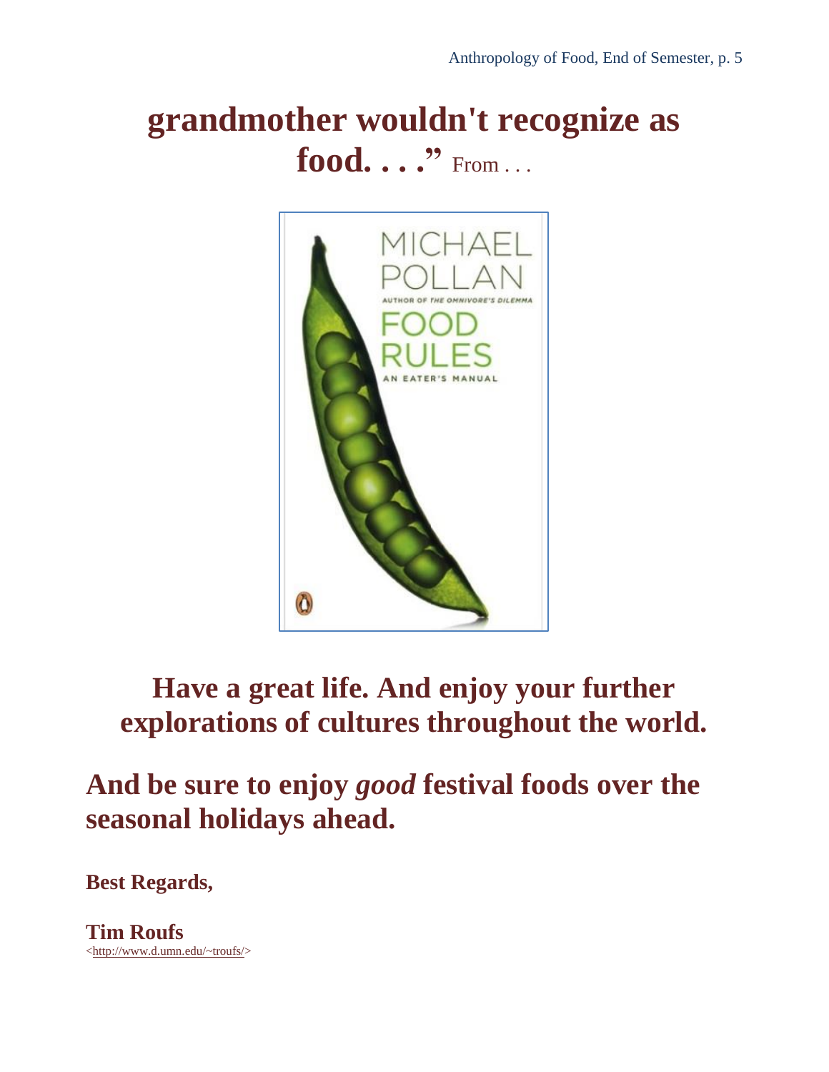**grandmother wouldn't recognize as food. . . .”** From . . .

**Have a great life. And enjoy your further explorations of cultures throughout the world.**

**And be sure to enjoy *good* festival foods over the seasonal holidays ahead.**

**Best Regards,**

**Tim Roufs**
<http://www.d.umn.edu/~troufs/>